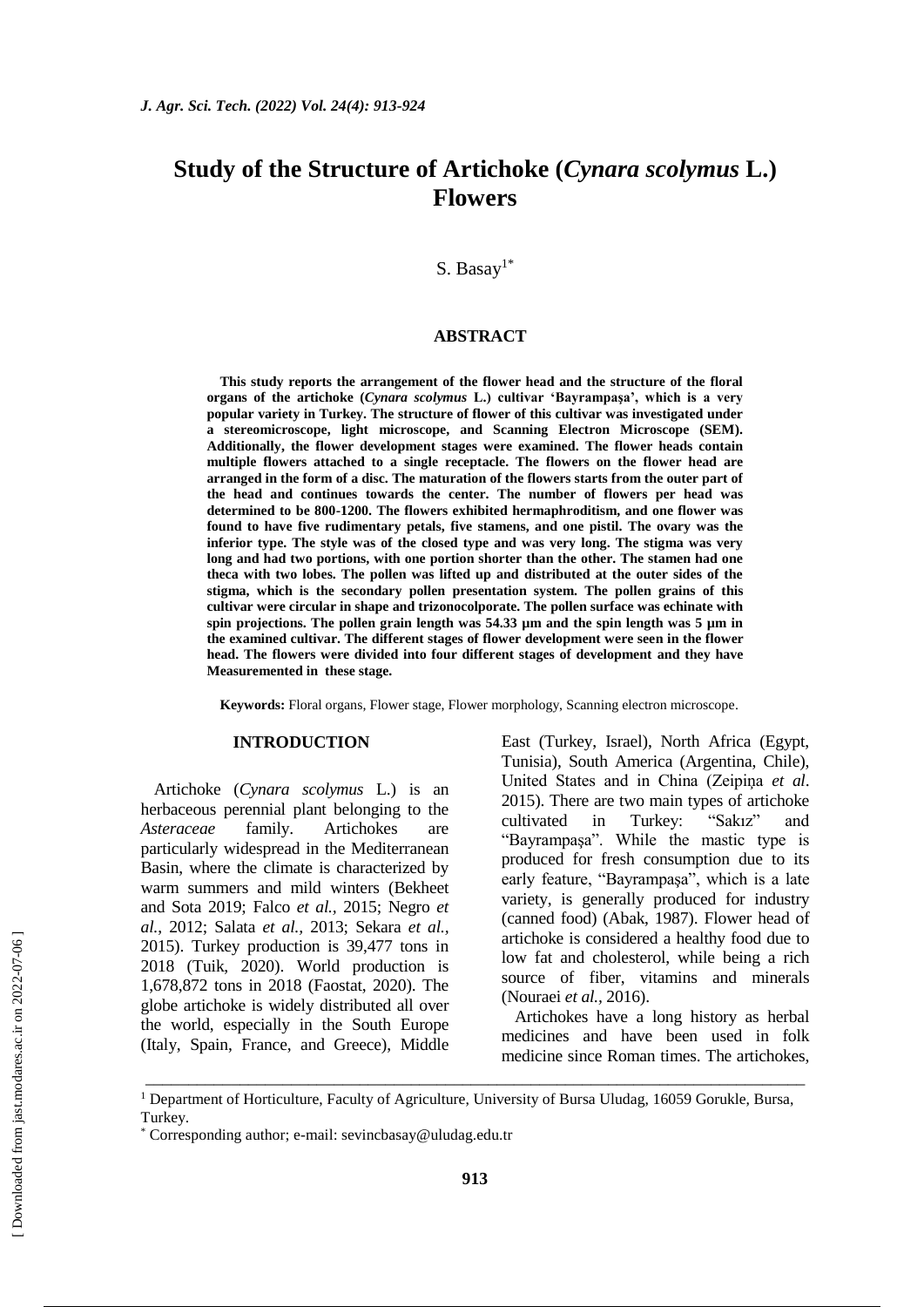# Study of the Structure of Artichoke (*Cynara scolymus* L.) Flowers

S. Basay[1*]

## ABSTRACT

**This study reports the arrangement of the flower head and the structure of the floral organs of the artichoke (*Cynara scolymus* L.) cultivar 'Bayrampaşa', which is a very popular variety in Turkey. The structure of flower of this cultivar was investigated under a stereomicroscope, light microscope, and Scanning Electron Microscope (SEM). Additionally, the flower development stages were examined. The flower heads contain multiple flowers attached to a single receptacle. The flowers on the flower head are arranged in the form of a disc. The maturation of the flowers starts from the outer part of the head and continues towards the center. The number of flowers per head was determined to be 800-1200. The flowers exhibited hermaphroditism, and one flower was found to have five rudimentary petals, five stamens, and one pistil. The ovary was the inferior type. The style was of the closed type and was very long. The stigma was very long and had two portions, with one portion shorter than the other. The stamen had one theca with two lobes. The pollen was lifted up and distributed at the outer sides of the stigma, which is the secondary pollen presentation system. The pollen grains of this cultivar were circular in shape and trizonocolporate. The pollen surface was echinate with spin projections. The pollen grain length was 54.33 µm and the spin length was 5 µm in the examined cultivar. The different stages of flower development were seen in the flower head. The flowers were divided into four different stages of development and they have Measurementend in these stage.**

**Keywords:** Floral organs, Flower stage, Flower morphology, Scanning electron microscope.

## INTRODUCTION

Artichoke (*Cynara scolymus* L.) is an herbaceous perennial plant belonging to the *Asteraceae* family. Artichokes are particularly widespread in the Mediterranean Basin, where the climate is characterized by warm summers and mild winters (Bekheet and Sota 2019; Falco *et al.*, 2015; Negro *et al.*, 2012; Salata *et al.*, 2013; Sekara *et al.*, 2015). Turkey production is 39,477 tons in 2018 (Tuik, 2020). World production is 1,678,872 tons in 2018 (Faostat, 2020). The globe artichoke is widely distributed all over the world, especially in the South Europe (Italy, Spain, France, and Greece), Middle East (Turkey, Israel), North Africa (Egypt, Tunisia), South America (Argentina, Chile), United States and in China (Zeipiņa *et al*. 2015). There are two main types of artichoke cultivated in Turkey: "Sakız" and "Bayrampaşa". While the mastic type is produced for fresh consumption due to its early feature, "Bayrampaşa", which is a late variety, is generally produced for industry (canned food) (Abak, 1987). Flower head of artichoke is considered a healthy food due to low fat and cholesterol, while being a rich source of fiber, vitamins and minerals (Nouraei *et al.*, 2016).

Artichokes have a long history as herbal medicines and have been used in folk medicine since Roman times. The artichokes,

---

[1] Department of Horticulture, Faculty of Agriculture, University of Bursa Uludag, 16059 Gorukle, Bursa, Turkey.

[*] Corresponding author; e-mail: sevincbasay@uludag.edu.tr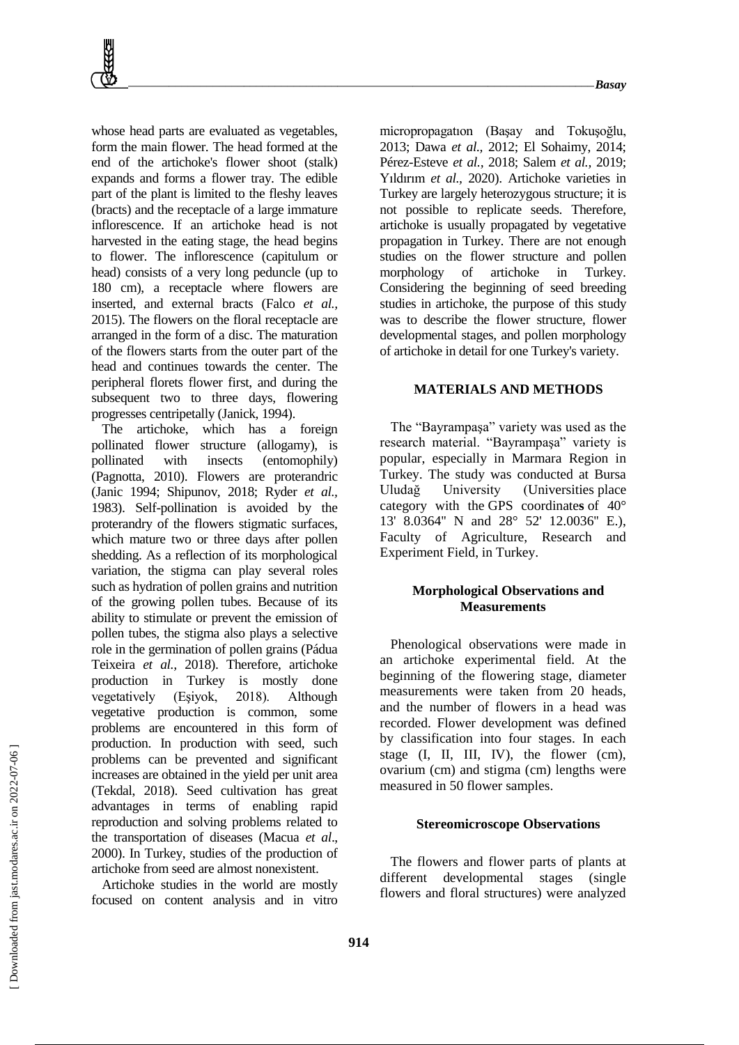whose head parts are evaluated as vegetables, form the main flower. The head formed at the end of the artichoke's flower shoot (stalk) expands and forms a flower tray. The edible part of the plant is limited to the fleshy leaves (bracts) and the receptacle of a large immature inflorescence. If an artichoke head is not harvested in the eating stage, the head begins to flower. The inflorescence (capitulum or head) consists of a very long peduncle (up to 180 cm), a receptacle where flowers are inserted, and external bracts (Falco *et al.,* 2015). The flowers on the floral receptacle are arranged in the form of a disc. The maturation of the flowers starts from the outer part of the head and continues towards the center. The peripheral florets flower first, and during the subsequent two to three days, flowering progresses centripetally (Janick, 1994).

The artichoke, which has a foreign pollinated flower structure (allogamy), is pollinated with insects (entomophily) (Pagnotta, 2010). Flowers are proterandric (Janic 1994; Shipunov, 2018; Ryder *et al*., 1983). Self-pollination is avoided by the proterandry of the flowers stigmatic surfaces, which mature two or three days after pollen shedding. As a reflection of its morphological variation, the stigma can play several roles such as hydration of pollen grains and nutrition of the growing pollen tubes. Because of its ability to stimulate or prevent the emission of pollen tubes, the stigma also plays a selective role in the germination of pollen grains (Pádua Teixeira *et al.,* 2018). Therefore, artichoke production in Turkey is mostly done vegetatively (Eşiyok, 2018). Although vegetative production is common, some problems are encountered in this form of production. In production with seed, such problems can be prevented and significant increases are obtained in the yield per unit area (Tekdal, 2018). Seed cultivation has great advantages in terms of enabling rapid reproduction and solving problems related to the transportation of diseases (Macua *et al*., 2000). In Turkey, studies of the production of artichoke from seed are almost nonexistent.

Artichoke studies in the world are mostly focused on content analysis and in vitro micropropagatıon (Başay and Tokuşoğlu, 2013; Dawa *et al.,* 2012; El Sohaimy, 2014; Pérez-Esteve *et al.,* 2018; Salem *et al.,* 2019; Yıldırım *et al.,* 2020). Artichoke varieties in Turkey are largely heterozygous structure; it is not possible to replicate seeds. Therefore, artichoke is usually propagated by vegetative propagation in Turkey. There are not enough studies on the flower structure and pollen morphology of artichoke in Turkey. Considering the beginning of seed breeding studies in artichoke, the purpose of this study was to describe the flower structure, flower developmental stages, and pollen morphology of artichoke in detail for one Turkey's variety.

## MATERIALS AND METHODS

The "Bayrampaşa" variety was used as the research material. "Bayrampaşa" variety is popular, especially in Marmara Region in Turkey. The study was conducted at Bursa Uludağ University (Universities place category with the GPS coordinate**s** of 40° 13' 8.0364" N and 28° 52' 12.0036" E.), Faculty of Agriculture, Research and Experiment Field, in Turkey.

### Morphological Observations and Measurements

Phenological observations were made in an artichoke experimental field. At the beginning of the flowering stage, diameter measurements were taken from 20 heads, and the number of flowers in a head was recorded. Flower development was defined by classification into four stages. In each stage (I, II, III, IV), the flower (cm), ovarium (cm) and stigma (cm) lengths were measured in 50 flower samples.

### Stereomicroscope Observations

The flowers and flower parts of plants at different developmental stages (single flowers and floral structures) were analyzed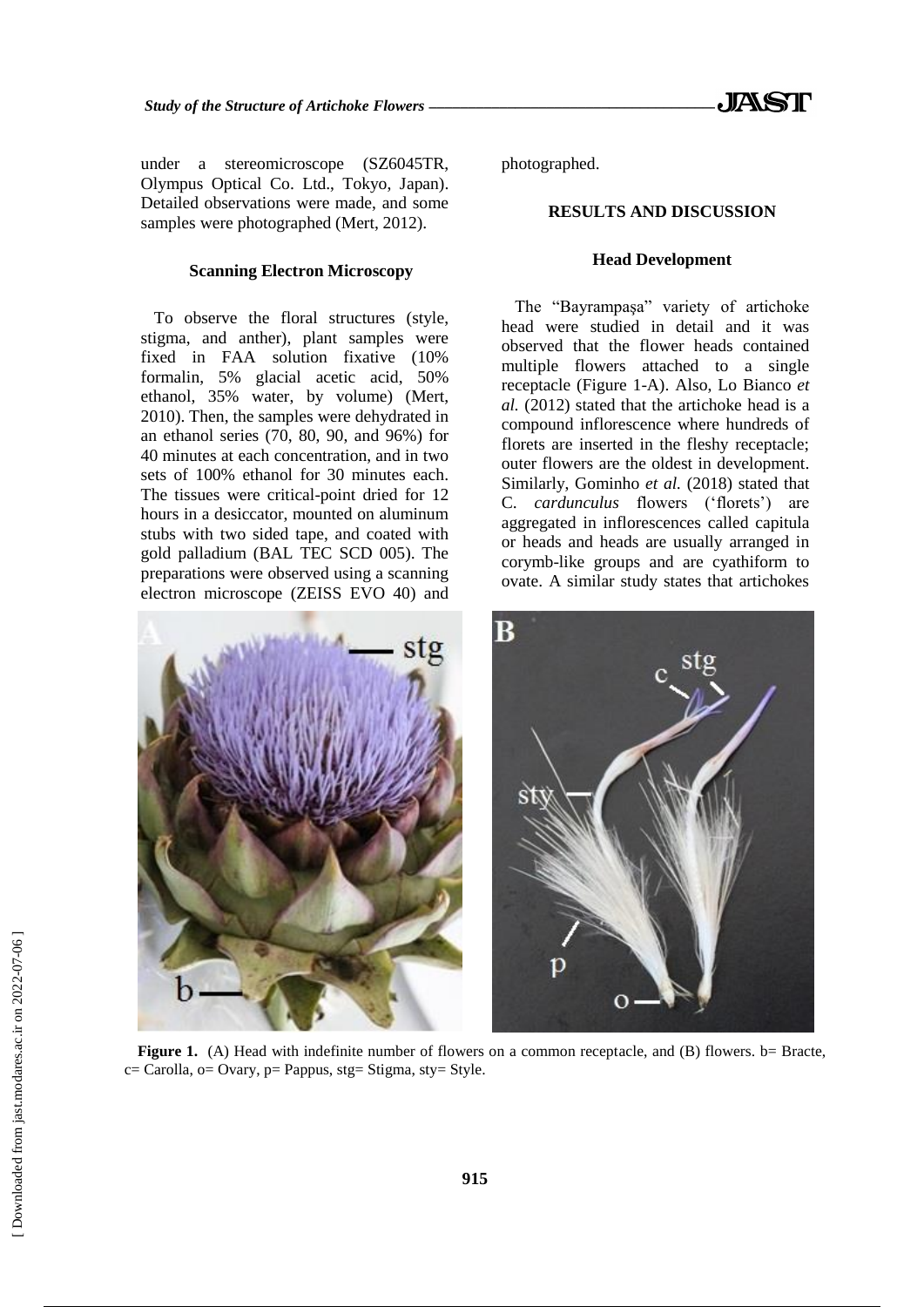under a stereomicroscope (SZ6045TR, Olympus Optical Co. Ltd., Tokyo, Japan). Detailed observations were made, and some samples were photographed (Mert, 2012).

### Scanning Electron Microscopy

To observe the floral structures (style, stigma, and anther), plant samples were fixed in FAA solution fixative (10% formalin, 5% glacial acetic acid, 50% ethanol, 35% water, by volume) (Mert, 2010). Then, the samples were dehydrated in an ethanol series (70, 80, 90, and 96%) for 40 minutes at each concentration, and in two sets of 100% ethanol for 30 minutes each. The tissues were critical-point dried for 12 hours in a desiccator, mounted on aluminum stubs with two sided tape, and coated with gold palladium (BAL TEC SCD 005). The preparations were observed using a scanning electron microscope (ZEISS EVO 40) and photographed.

## RESULTS AND DISCUSSION

### Head Development

The "Bayrampaşa" variety of artichoke head were studied in detail and it was observed that the flower heads contained multiple flowers attached to a single receptacle (Figure 1-A). Also, Lo Bianco *et al.* (2012) stated that the artichoke head is a compound inflorescence where hundreds of florets are inserted in the fleshy receptacle; outer flowers are the oldest in development. Similarly, Gominho *et al.* (2018) stated that C. *cardunculus* flowers ('florets') are aggregated in inflorescences called capitula or heads and heads are usually arranged in corymb-like groups and are cyathiform to ovate. A similar study states that artichokes

**Figure 1.** (A) Head with indefinite number of flowers on a common receptacle, and (B) flowers. b= Bracte, c= Carolla, o= Ovary, p= Pappus, stg= Stigma, sty= Style.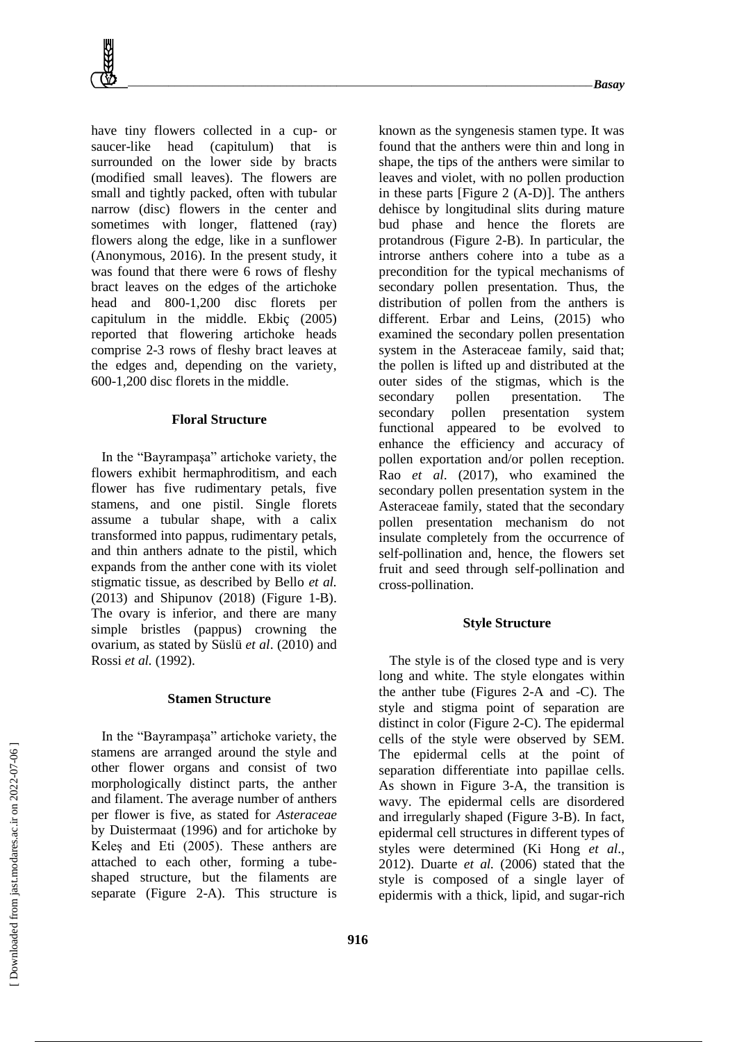have tiny flowers collected in a cup- or saucer-like head (capitulum) that is surrounded on the lower side by bracts (modified small leaves). The flowers are small and tightly packed, often with tubular narrow (disc) flowers in the center and sometimes with longer, flattened (ray) flowers along the edge, like in a sunflower (Anonymous, 2016). In the present study, it was found that there were 6 rows of fleshy bract leaves on the edges of the artichoke head and 800-1,200 disc florets per capitulum in the middle. Ekbiç (2005) reported that flowering artichoke heads comprise 2-3 rows of fleshy bract leaves at the edges and, depending on the variety, 600-1,200 disc florets in the middle.

### Floral Structure

In the "Bayrampaşa" artichoke variety, the flowers exhibit hermaphroditism, and each flower has five rudimentary petals, five stamens, and one pistil. Single florets assume a tubular shape, with a calix transformed into pappus, rudimentary petals, and thin anthers adnate to the pistil, which expands from the anther cone with its violet stigmatic tissue, as described by Bello *et al.* (2013) and Shipunov (2018) (Figure 1-B). The ovary is inferior, and there are many simple bristles (pappus) crowning the ovarium, as stated by Süslü *et al*. (2010) and Rossi *et al.* (1992).

### Stamen Structure

In the "Bayrampaşa" artichoke variety, the stamens are arranged around the style and other flower organs and consist of two morphologically distinct parts, the anther and filament. The average number of anthers per flower is five, as stated for *Asteraceae* by Duistermaat (1996) and for artichoke by Keleş and Eti (2005). These anthers are attached to each other, forming a tube-shaped structure, but the filaments are separate (Figure 2-A). This structure is known as the syngenesis stamen type. It was found that the anthers were thin and long in shape, the tips of the anthers were similar to leaves and violet, with no pollen production in these parts [Figure 2 (A-D)]. The anthers dehisce by longitudinal slits during mature bud phase and hence the florets are protandrous (Figure 2-B). In particular, the introrse anthers cohere into a tube as a precondition for the typical mechanisms of secondary pollen presentation. Thus, the distribution of pollen from the anthers is different. Erbar and Leins, (2015) who examined the secondary pollen presentation system in the Asteraceae family, said that; the pollen is lifted up and distributed at the outer sides of the stigmas, which is the secondary pollen presentation. The secondary pollen presentation system functional appeared to be evolved to enhance the efficiency and accuracy of pollen exportation and/or pollen reception. Rao *et al*. (2017), who examined the secondary pollen presentation system in the Asteraceae family, stated that the secondary pollen presentation mechanism do not insulate completely from the occurrence of self-pollination and, hence, the flowers set fruit and seed through self-pollination and cross-pollination.

### Style Structure

The style is of the closed type and is very long and white. The style elongates within the anther tube (Figures 2-A and -C). The style and stigma point of separation are distinct in color (Figure 2-C). The epidermal cells of the style were observed by SEM. The epidermal cells at the point of separation differentiate into papillae cells. As shown in Figure 3-A, the transition is wavy. The epidermal cells are disordered and irregularly shaped (Figure 3-B). In fact, epidermal cell structures in different types of styles were determined (Ki Hong *et al*., 2012). Duarte *et al.* (2006) stated that the style is composed of a single layer of epidermis with a thick, lipid, and sugar-rich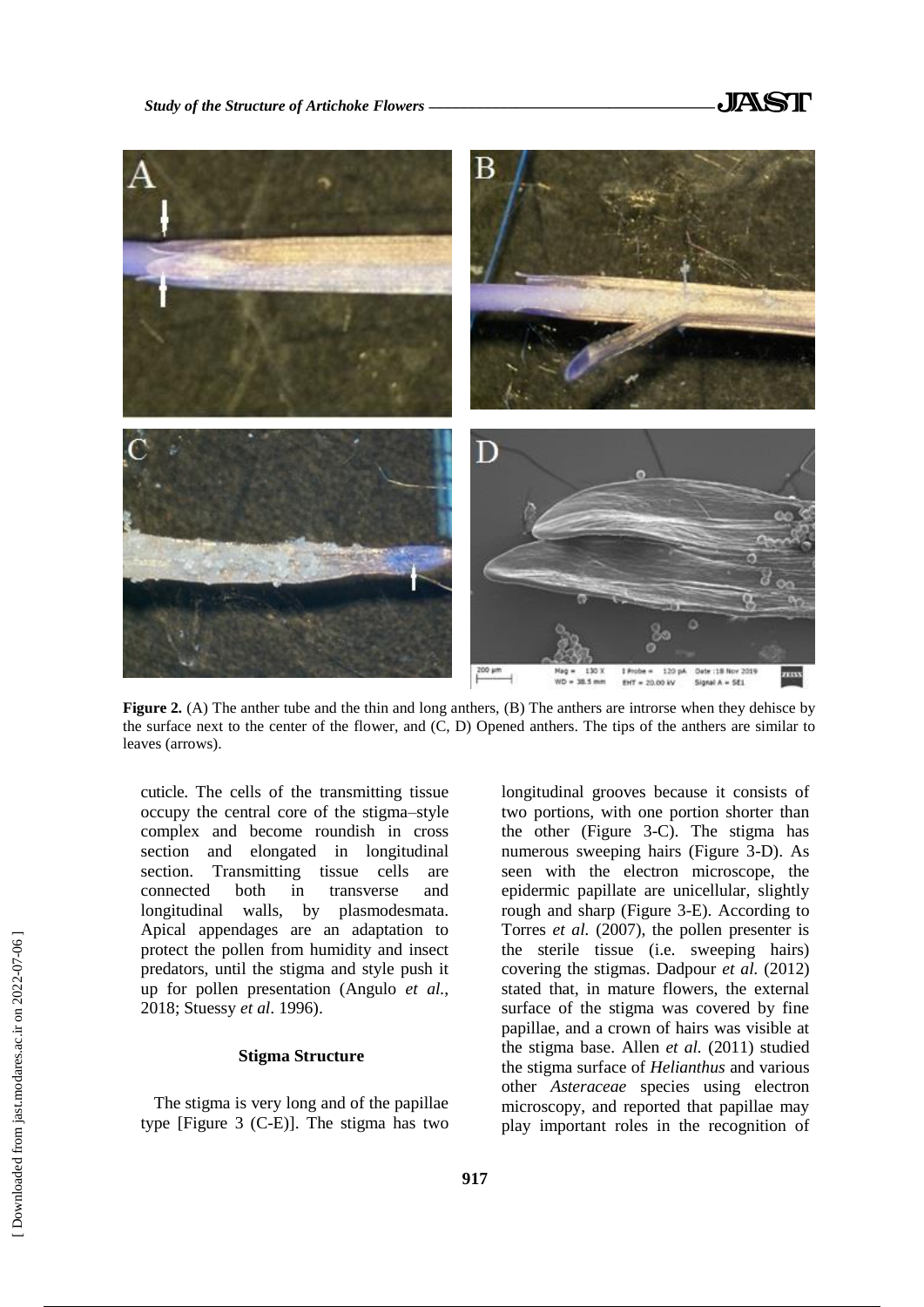**Figure 2.** (A) The anther tube and the thin and long anthers, (B) The anthers are introrse when they dehisce by the surface next to the center of the flower, and (C, D) Opened anthers. The tips of the anthers are similar to leaves (arrows).

cuticle. The cells of the transmitting tissue occupy the central core of the stigma–style complex and become roundish in cross section and elongated in longitudinal section. Transmitting tissue cells are connected both in transverse and longitudinal walls, by plasmodesmata. Apical appendages are an adaptation to protect the pollen from humidity and insect predators, until the stigma and style push it up for pollen presentation (Angulo *et al.*, 2018; Stuessy *et al*. 1996).

### Stigma Structure

The stigma is very long and of the papillae type [Figure 3 (C-E)]. The stigma has two longitudinal grooves because it consists of two portions, with one portion shorter than the other (Figure 3-C). The stigma has numerous sweeping hairs (Figure 3-D). As seen with the electron microscope, the epidermic papillate are unicellular, slightly rough and sharp (Figure 3-E). According to Torres *et al*. (2007), the pollen presenter is the sterile tissue (i.e. sweeping hairs) covering the stigmas. Dadpour *et al.* (2012) stated that, in mature flowers, the external surface of the stigma was covered by fine papillae, and a crown of hairs was visible at the stigma base. Allen *et al.* (2011) studied the stigma surface of *Helianthus* and various other *Asteraceae* species using electron microscopy, and reported that papillae may play important roles in the recognition of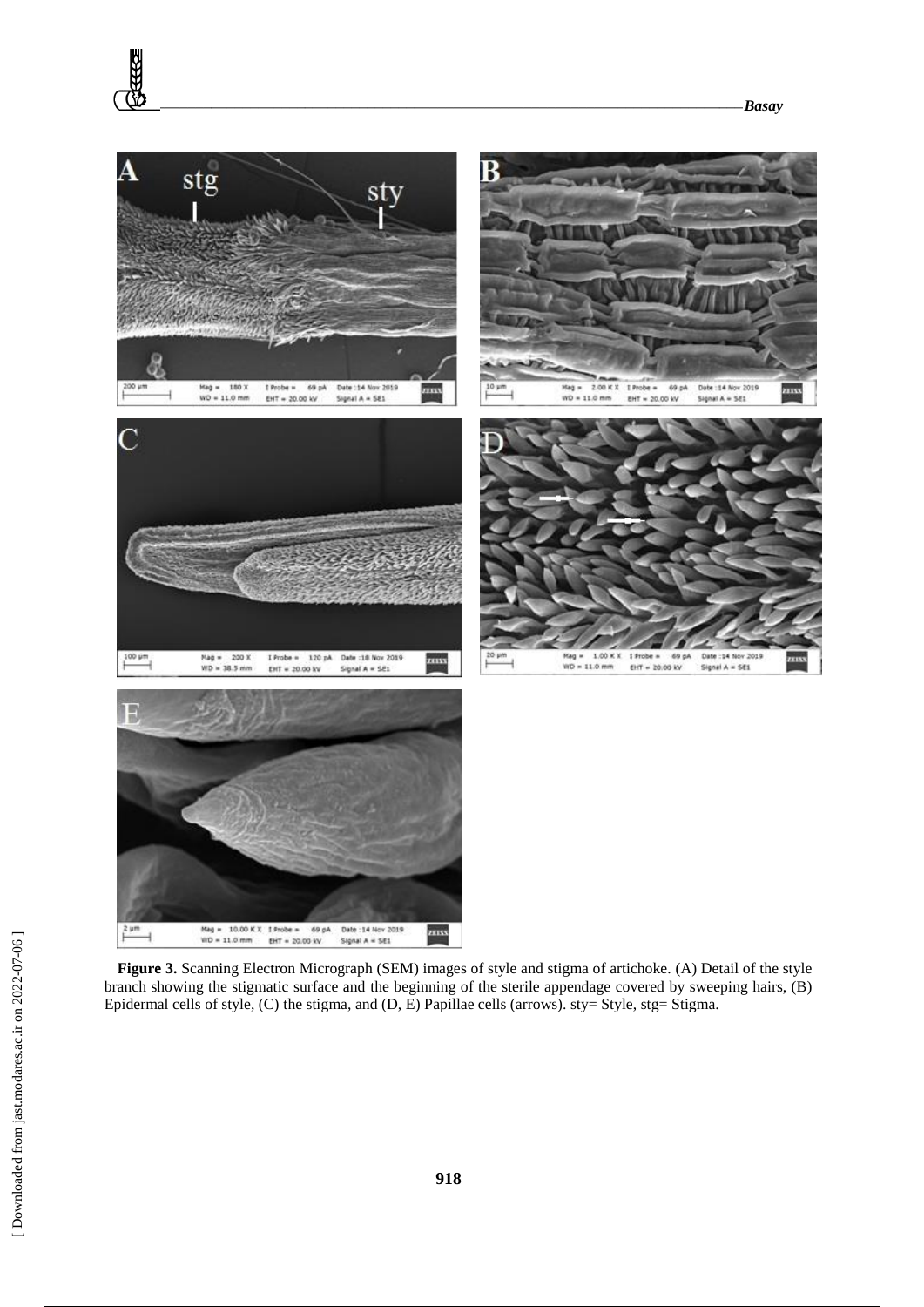**Figure 3.** Scanning Electron Micrograph (SEM) images of style and stigma of artichoke. (A) Detail of the style branch showing the stigmatic surface and the beginning of the sterile appendage covered by sweeping hairs, (B) Epidermal cells of style, (C) the stigma, and (D, E) Papillae cells (arrows). sty= Style, stg= Stigma.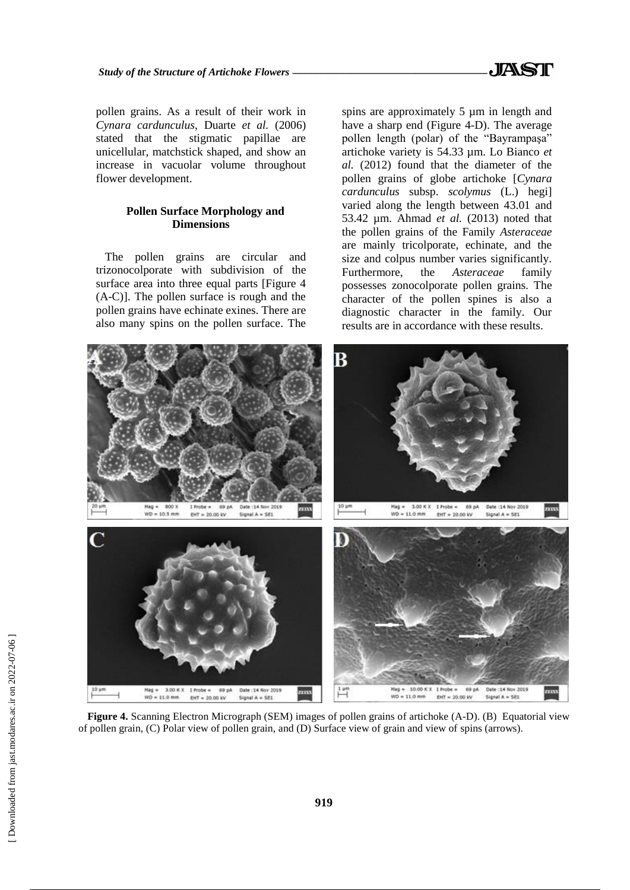pollen grains. As a result of their work in *Cynara cardunculus*, Duarte *et al.* (2006) stated that the stigmatic papillae are unicellular, matchstick shaped, and show an increase in vacuolar volume throughout flower development.

### Pollen Surface Morphology and Dimensions

The pollen grains are circular and trizonocolporate with subdivision of the surface area into three equal parts [Figure 4 (A-C)]. The pollen surface is rough and the pollen grains have echinate exines. There are also many spins on the pollen surface. The spins are approximately 5 µm in length and have a sharp end (Figure 4-D). The average pollen length (polar) of the "Bayrampaşa" artichoke variety is 54.33 µm. Lo Bianco *et al.* (2012) found that the diameter of the pollen grains of globe artichoke [*Cynara cardunculus* subsp. *scolymus* (L.) hegi] varied along the length between 43.01 and 53.42 µm. Ahmad *et al.* (2013) noted that the pollen grains of the Family *Asteraceae* are mainly tricolporate, echinate, and the size and colpus number varies significantly. Furthermore, the *Asteraceae* family possesses zonocolporate pollen grains. The character of the pollen spines is also a diagnostic character in the family. Our results are in accordance with these results.

**Figure 4.** Scanning Electron Micrograph (SEM) images of pollen grains of artichoke (A-D). (B) Equatorial view of pollen grain, (C) Polar view of pollen grain, and (D) Surface view of grain and view of spins (arrows).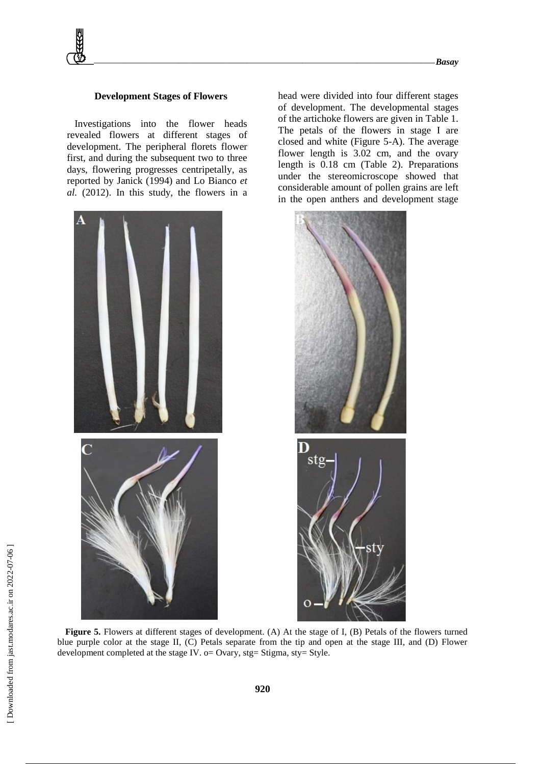### Development Stages of Flowers

Investigations into the flower heads revealed flowers at different stages of development. The peripheral florets flower first, and during the subsequent two to three days, flowering progresses centripetally, as reported by Janick (1994) and Lo Bianco *et al.* (2012). In this study, the flowers in a head were divided into four different stages of development. The developmental stages of the artichoke flowers are given in Table 1. The petals of the flowers in stage I are closed and white (Figure 5-A). The average flower length is 3.02 cm, and the ovary length is 0.18 cm (Table 2). Preparations under the stereomicroscope showed that considerable amount of pollen grains are left in the open anthers and development stage

**Figure 5.** Flowers at different stages of development. (A) At the stage of I, (B) Petals of the flowers turned blue purple color at the stage II, (C) Petals separate from the tip and open at the stage III, and (D) Flower development completed at the stage IV. o= Ovary, stg= Stigma, sty= Style.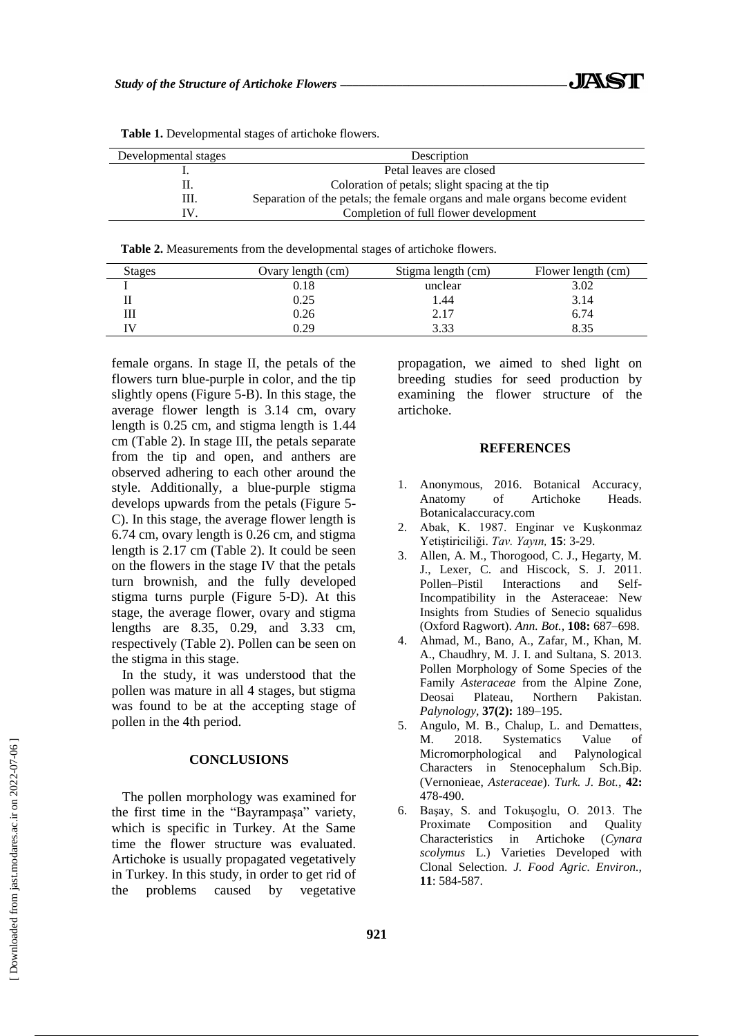**Table 1.** Developmental stages of artichoke flowers.

| Developmental stages | Description |
|---|---|
| I. | Petal leaves are closed |
| II. | Coloration of petals; slight spacing at the tip |
| III. | Separation of the petals; the female organs and male organs become evident |
| IV. | Completion of full flower development |

**Table 2.** Measurements from the developmental stages of artichoke flowers.

| Stages | Ovary length (cm) | Stigma length (cm) | Flower length (cm) |
|---|---|---|---|
| I | 0.18 | unclear | 3.02 |
| II | 0.25 | 1.44 | 3.14 |
| III | 0.26 | 2.17 | 6.74 |
| IV | 0.29 | 3.33 | 8.35 |

female organs. In stage II, the petals of the flowers turn blue-purple in color, and the tip slightly opens (Figure 5-B). In this stage, the average flower length is 3.14 cm, ovary length is 0.25 cm, and stigma length is 1.44 cm (Table 2). In stage III, the petals separate from the tip and open, and anthers are observed adhering to each other around the style. Additionally, a blue-purple stigma develops upwards from the petals (Figure 5-C). In this stage, the average flower length is 6.74 cm, ovary length is 0.26 cm, and stigma length is 2.17 cm (Table 2). It could be seen on the flowers in the stage IV that the petals turn brownish, and the fully developed stigma turns purple (Figure 5-D). At this stage, the average flower, ovary and stigma lengths are 8.35, 0.29, and 3.33 cm, respectively (Table 2). Pollen can be seen on the stigma in this stage.

In the study, it was understood that the pollen was mature in all 4 stages, but stigma was found to be at the accepting stage of pollen in the 4th period.

## CONCLUSIONS

The pollen morphology was examined for the first time in the "Bayrampaşa" variety, which is specific in Turkey. At the Same time the flower structure was evaluated. Artichoke is usually propagated vegetatively in Turkey. In this study, in order to get rid of the problems caused by vegetative propagation, we aimed to shed light on breeding studies for seed production by examining the flower structure of the artichoke.

## REFERENCES

1. Anonymous, 2016. Botanical Accuracy, Anatomy of Artichoke Heads. Botanicalaccuracy.com
2. Abak, K. 1987. Enginar ve Kuşkonmaz Yetiştiriciliği. *Tav. Yayın,* **15**: 3-29.
3. Allen, A. M., Thorogood, C. J., Hegarty, M. J., Lexer, C. and Hiscock, S. J. 2011. Pollen–Pistil Interactions and Self-Incompatibility in the Asteraceae: New Insights from Studies of Senecio squalidus (Oxford Ragwort). *Ann. Bot.,* **108:** 687–698.
4. Ahmad, M., Bano, A., Zafar, M., Khan, M. A., Chaudhry, M. J. I. and Sultana, S. 2013. Pollen Morphology of Some Species of the Family *Asteraceae* from the Alpine Zone, Deosai Plateau, Northern Pakistan. *Palynology,* **37(2):** 189–195.
5. Angulo, M. B., Chalup, L. and Dematteıs, M. 2018. Systematics Value of Micromorphological and Palynological Characters in Stenocephalum Sch.Bip. (Vernonieae, *Asteraceae*). *Turk. J. Bot.,* **42:** 478-490.
6. Başay, S. and Tokuşoglu, O. 2013. The Proximate Composition and Quality Characteristics in Artichoke (*Cynara scolymus* L.) Varieties Developed with Clonal Selection. *J. Food Agric. Environ.,* **11**: 584-587.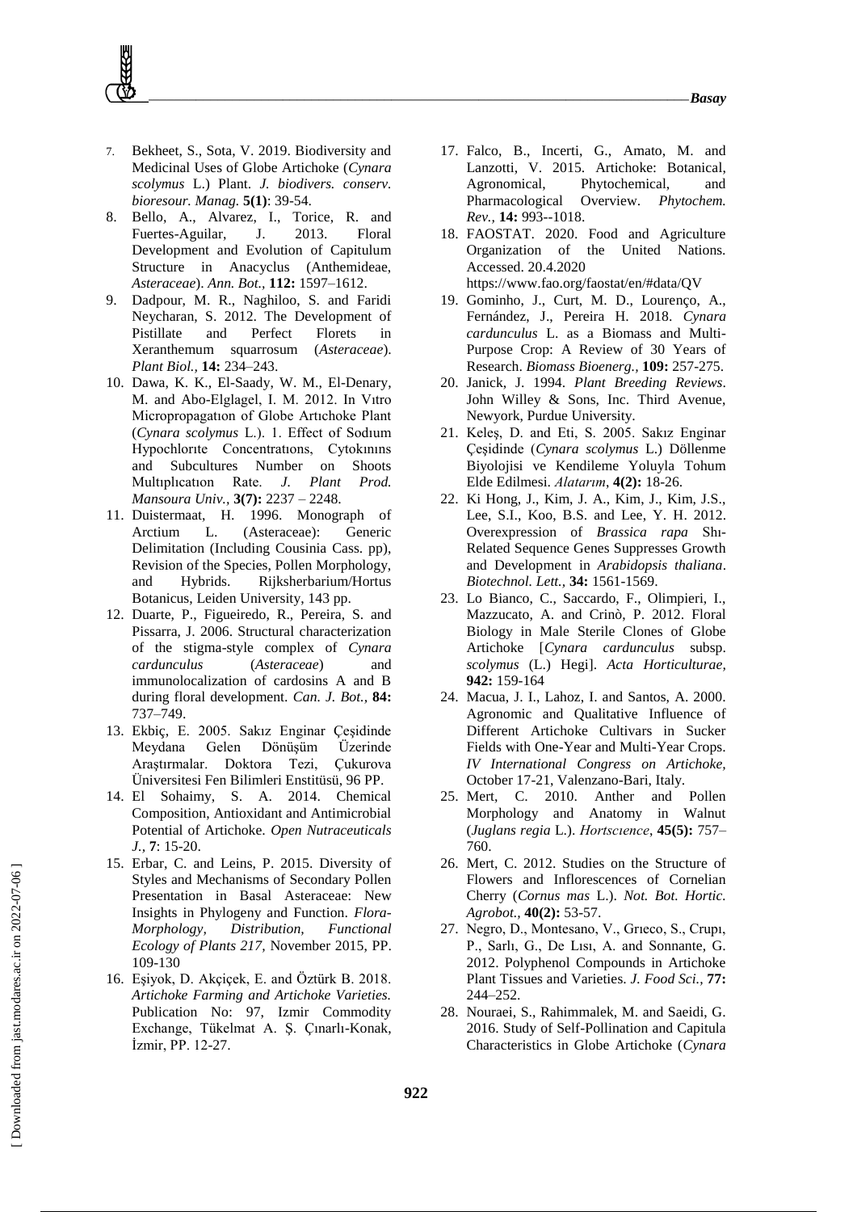7. Bekheet, S., Sota, V. 2019. Biodiversity and Medicinal Uses of Globe Artichoke (*Cynara scolymus* L.) Plant. *J. biodivers. conserv. bioresour. Manag.* **5(1)**: 39-54.
8. Bello, A., Alvarez, I., Torice, R. and Fuertes-Aguilar, J. 2013. Floral Development and Evolution of Capitulum Structure in Anacyclus (Anthemideae, *Asteraceae*). *Ann. Bot.*, **112:** 1597–1612.
9. Dadpour, M. R., Naghiloo, S. and Faridi Neycharan, S. 2012. The Development of Pistillate and Perfect Florets in Xeranthemum squarrosum (*Asteraceae*). *Plant Biol.*, **14:** 234–243.
10. Dawa, K. K., El-Saady, W. M., El-Denary, M. and Abo-Elglagel, I. M. 2012. In Vıtro Micropropagatıon of Globe Artıchoke Plant (*Cynara scolymus* L.). 1. Effect of Sodıum Hypochlorıte Concentratıons, Cytokınıns and Subcultures Number on Shoots Multıplıcatıon Rate. *J. Plant Prod. Mansoura Univ.*, **3(7):** 2237 – 2248.
11. Duistermaat, H. 1996. Monograph of Arctium L. (Asteraceae): Generic Delimitation (Including Cousinia Cass. pp), Revision of the Species, Pollen Morphology, and Hybrids. Rijksherbarium/Hortus Botanicus, Leiden University, 143 pp.
12. Duarte, P., Figueiredo, R., Pereira, S. and Pissarra, J. 2006. Structural characterization of the stigma-style complex of *Cynara cardunculus* (*Asteraceae*) and immunolocalization of cardosins A and B during floral development. *Can. J. Bot.*, **84:** 737–749.
13. Ekbiç, E. 2005. Sakız Enginar Çeşidinde Meydana Gelen Dönüşüm Üzerinde Araştırmalar. Doktora Tezi, Çukurova Üniversitesi Fen Bilimleri Enstitüsü, 96 PP.
14. El Sohaimy, S. A. 2014. Chemical Composition, Antioxidant and Antimicrobial Potential of Artichoke. *Open Nutraceuticals J.*, **7**: 15-20.
15. Erbar, C. and Leins, P. 2015. Diversity of Styles and Mechanisms of Secondary Pollen Presentation in Basal Asteraceae: New Insights in Phylogeny and Function. *Flora-Morphology, Distribution, Functional Ecology of Plants 217*, November 2015, PP. 109-130
16. Eşiyok, D. Akçiçek, E. and Öztürk B. 2018. *Artichoke Farming and Artichoke Varieties.* Publication No: 97, Izmir Commodity Exchange, Tükelmat A. Ş. Çınarlı-Konak, İzmir, PP. 12-27.
17. Falco, B., Incerti, G., Amato, M. and Lanzotti, V. 2015. Artichoke: Botanical, Agronomical, Phytochemical, and Pharmacological Overview. *Phytochem. Rev.*, **14:** 993--1018.
18. FAOSTAT. 2020. Food and Agriculture Organization of the United Nations. Accessed. 20.4.2020 https://www.fao.org/faostat/en/#data/QV
19. Gominho, J., Curt, M. D., Lourenço, A., Fernández, J., Pereira H. 2018. *Cynara cardunculus* L. as a Biomass and Multi-Purpose Crop: A Review of 30 Years of Research. *Biomass Bioenerg.*, **109:** 257-275.
20. Janick, J. 1994. *Plant Breeding Reviews*. John Willey & Sons, Inc. Third Avenue, Newyork, Purdue University.
21. Keleş, D. and Eti, S. 2005. Sakız Enginar Çeşidinde (*Cynara scolymus* L.) Döllenme Biyolojisi ve Kendileme Yoluyla Tohum Elde Edilmesi. *Alatarım*, **4(2):** 18-26.
22. Ki Hong, J., Kim, J. A., Kim, J., Kim, J.S., Lee, S.I., Koo, B.S. and Lee, Y. H. 2012. Overexpression of *Brassica rapa* Shı-Related Sequence Genes Suppresses Growth and Development in *Arabidopsis thaliana*. *Biotechnol. Lett.*, **34:** 1561-1569.
23. Lo Bianco, C., Saccardo, F., Olimpieri, I., Mazzucato, A. and Crinò, P. 2012. Floral Biology in Male Sterile Clones of Globe Artichoke [*Cynara cardunculus* subsp. *scolymus* (L.) Hegi]. *Acta Horticulturae*, **942:** 159-164
24. Macua, J. I., Lahoz, I. and Santos, A. 2000. Agronomic and Qualitative Influence of Different Artichoke Cultivars in Sucker Fields with One-Year and Multi-Year Crops. *IV International Congress on Artichoke,* October 17-21, Valenzano-Bari, Italy.
25. Mert, C. 2010. Anther and Pollen Morphology and Anatomy in Walnut (*Juglans regia* L.). *Hortscıence*, **45(5):** 757–760.
26. Mert, C. 2012. Studies on the Structure of Flowers and Inflorescences of Cornelian Cherry (*Cornus mas* L.). *Not. Bot. Hortic. Agrobot.*, **40(2):** 53-57.
27. Negro, D., Montesano, V., Grıeco, S., Crupı, P., Sarlı, G., De Lısı, A. and Sonnante, G. 2012. Polyphenol Compounds in Artichoke Plant Tissues and Varieties. *J. Food Sci.*, **77:** 244–252.
28. Nouraei, S., Rahimmalek, M. and Saeidi, G. 2016. Study of Self-Pollination and Capitula Characteristics in Globe Artichoke (*Cynara*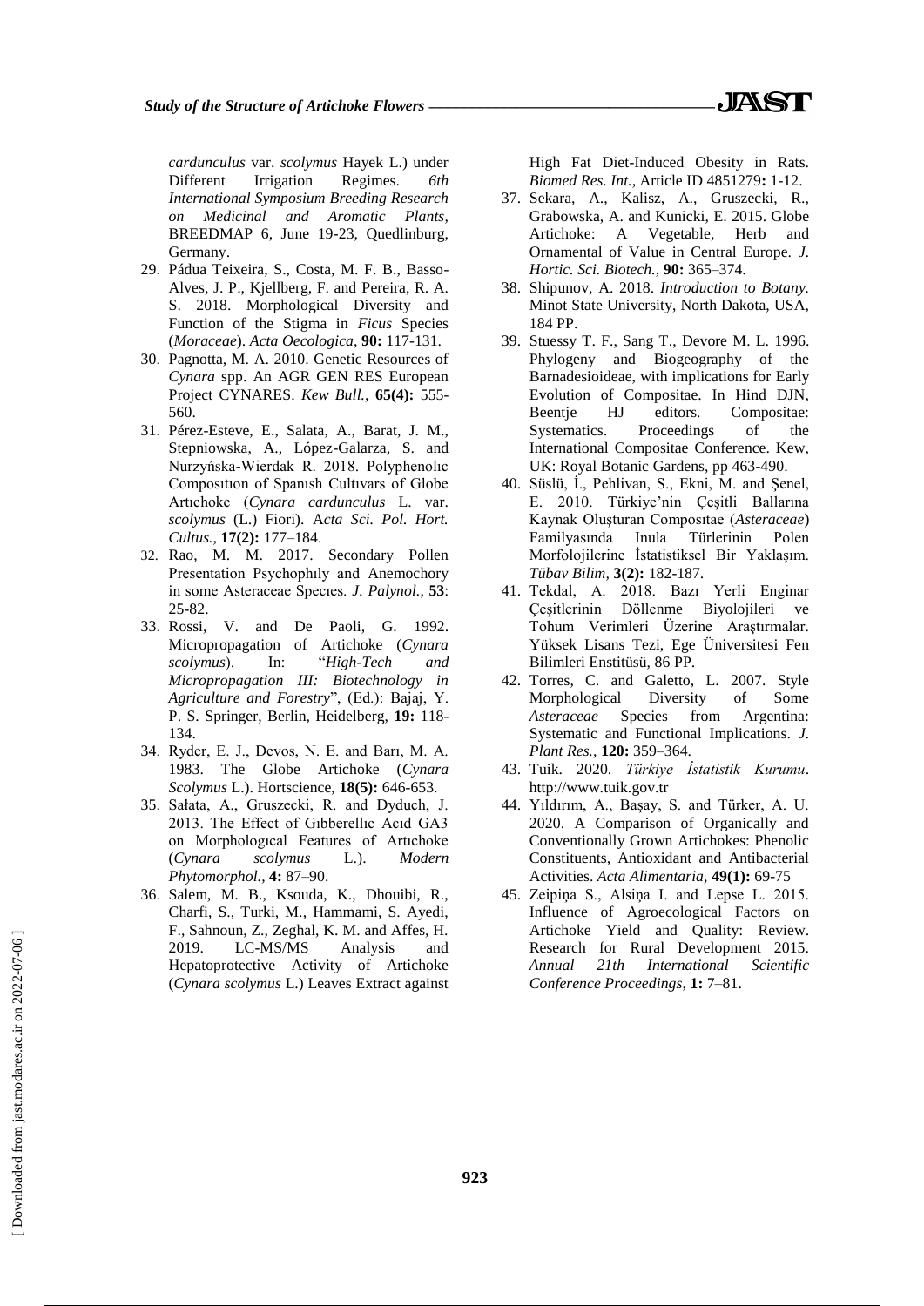*cardunculus* var. *scolymus* Hayek L.) under Different Irrigation Regimes. *6th International Symposium Breeding Research on Medicinal and Aromatic Plants*, BREEDMAP 6, June 19-23, Quedlinburg, Germany.

29. Pádua Teixeira, S., Costa, M. F. B., Basso-Alves, J. P., Kjellberg, F. and Pereira, R. A. S. 2018. Morphological Diversity and Function of the Stigma in *Ficus* Species (*Moraceae*). *Acta Oecologica,* **90:** 117-131.
30. Pagnotta, M. A. 2010. Genetic Resources of *Cynara* spp. An AGR GEN RES European Project CYNARES. *Kew Bull.,* **65(4):** 555-560.
31. Pérez-Esteve, E., Salata, A., Barat, J. M., Stepniowska, A., López-Galarza, S. and Nurzyńska-Wierdak R. 2018. Polyphenolıc Composıtıon of Spanısh Cultıvars of Globe Artıchoke (*Cynara cardunculus* L. var. *scolymus* (L.) Fiori). A*cta Sci. Pol. Hort. Cultus.,* **17(2):** 177–184.
32. Rao, M. M. 2017. Secondary Pollen Presentation Psychophıly and Anemochory in some Asteraceae Specıes. *J. Palynol.,* **53**: 25-82.
33. Rossi, V. and De Paoli, G. 1992. Micropropagation of Artichoke (*Cynara scolymus*). In: "*High-Tech and Micropropagation III: Biotechnology in Agriculture and Forestry*", (Ed.): Bajaj, Y. P. S. Springer, Berlin, Heidelberg, **19:** 118-134.
34. Ryder, E. J., Devos, N. E. and Barı, M. A. 1983. The Globe Artichoke (*Cynara Scolymus* L.). Hortscience, **18(5):** 646-653.
35. Sałata, A., Gruszecki, R. and Dyduch, J. 2013. The Effect of Gıbberellıc Acıd GA3 on Morphologıcal Features of Artıchoke (*Cynara scolymus* L.). *Modern Phytomorphol.,* **4:** 87–90.
36. Salem, M. B., Ksouda, K., Dhouibi, R., Charfi, S., Turki, M., Hammami, S. Ayedi, F., Sahnoun, Z., Zeghal, K. M. and Affes, H. 2019. LC-MS/MS Analysis and Hepatoprotective Activity of Artichoke (*Cynara scolymus* L.) Leaves Extract against High Fat Diet-Induced Obesity in Rats. *Biomed Res. Int.,* Article ID 4851279**:** 1-12.
37. Sekara, A., Kalisz, A., Gruszecki, R., Grabowska, A. and Kunicki, E. 2015. Globe Artichoke: A Vegetable, Herb and Ornamental of Value in Central Europe. *J. Hortic. Sci. Biotech.,* **90:** 365–374.
38. Shipunov, A. 2018. *Introduction to Botany.* Minot State University, North Dakota, USA, 184 PP.
39. Stuessy T. F., Sang T., Devore M. L. 1996. Phylogeny and Biogeography of the Barnadesioideae, with implications for Early Evolution of Compositae. In Hind DJN, Beentje HJ editors. Compositae: Systematics. Proceedings of the International Compositae Conference. Kew, UK: Royal Botanic Gardens, pp 463-490.
40. Süslü, İ., Pehlivan, S., Ekni, M. and Şenel, E. 2010. Türkiye'nin Çeşitli Ballarına Kaynak Oluşturan Composıtae (*Asteraceae*) Familyasında Inula Türlerinin Polen Morfolojilerine İstatistiksel Bir Yaklaşım. *Tübav Bilim,* **3(2):** 182-187.
41. Tekdal, A. 2018. Bazı Yerli Enginar Çeşitlerinin Döllenme Biyolojileri ve Tohum Verimleri Üzerine Araştırmalar. Yüksek Lisans Tezi, Ege Üniversitesi Fen Bilimleri Enstitüsü, 86 PP.
42. Torres, C. and Galetto, L. 2007. Style Morphological Diversity of Some *Asteraceae* Species from Argentina: Systematic and Functional Implications. *J. Plant Res.,* **120:** 359–364.
43. Tuik. 2020. *Türkiye İstatistik Kurumu*. http://www.tuik.gov.tr
44. Yıldırım, A., Başay, S. and Türker, A. U. 2020. A Comparison of Organically and Conventionally Grown Artichokes: Phenolic Constituents, Antioxidant and Antibacterial Activities. *Acta Alimentaria,* **49(1):** 69-75
45. Zeipiņa S., Alsiņa I. and Lepse L. 2015. Influence of Agroecological Factors on Artichoke Yield and Quality: Review. Research for Rural Development 2015. *Annual 21th International Scientific Conference Proceedings*, **1:** 7–81.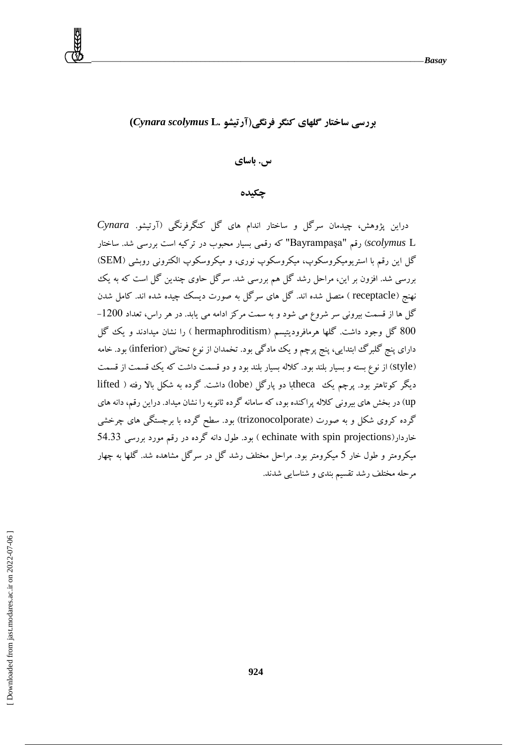## بررسی ساختار گلهای کنگر فرنگی(آرتیشو *Cynara scolymus* L.)

**س. باسای**

## چکیده

دراین پژوهش، چیدمان سرگل و ساختار اندام های گل کنگرفرنگی (آرتیشو. *Cynara scolymus* L) رقم "Bayrampaşa" که رقمی بسیار محبوب در ترکیه است بررسی شد. ساختار گل این رقم با استریومیکروسکوپ، میکروسکوپ نوری، و میکروسکوپ الکترونی روبشی (SEM) بررسی شد. افزون بر این، مراحل رشد گل هم بررسی شد. سرگل حاوی چندین گل است که به یک نهنج (receptacle ) متصل شده اند. گل های سرگل به صورت دیسک چیده شده اند. کامل شدن گل ها از قسمت بیرونی سر شروع می شود و به سمت مرکز ادامه می یابد. در هر راس، تعداد 1200-800 گل وجود داشت. گلها هرمافرودیتیسم (hermaphroditism ) را نشان میدادند و یک گل دارای پنج گلبرگ ابتدایی، پنج پرچم و یک مادگی بود. تخمدان از نوع تحتانی (inferior) بود. خامه (style) از نوع بسته و بسیار بلند بود. کلاله بسیار بلند بود و دو قسمت داشت که یک قسمت از قسمت دیگر کوتاهتر بود. پرچم یک thecaبا دو پارگل (lobe) داشت. گرده به شکل بالا رفته ( lifted up) در بخش های بیرونی کلاله پراکنده بود، که سامانه گرده ثانویه را نشان میداد. دراین رقم، دانه های گرده کروی شکل و به صورت (trizonocolporate) بود. سطح گرده با برجستگی های چرخشی خاردار(echinate with spin projections ) بود. طول دانه گرده در رقم مورد بررسی 54.33 میکرومتر و طول خار 5 میکرومتر بود. مراحل مختلف رشد گل در سرگل مشاهده شد. گلها به چهار مرحله مختلف رشد تقسیم بندی و شناسایی شدند.